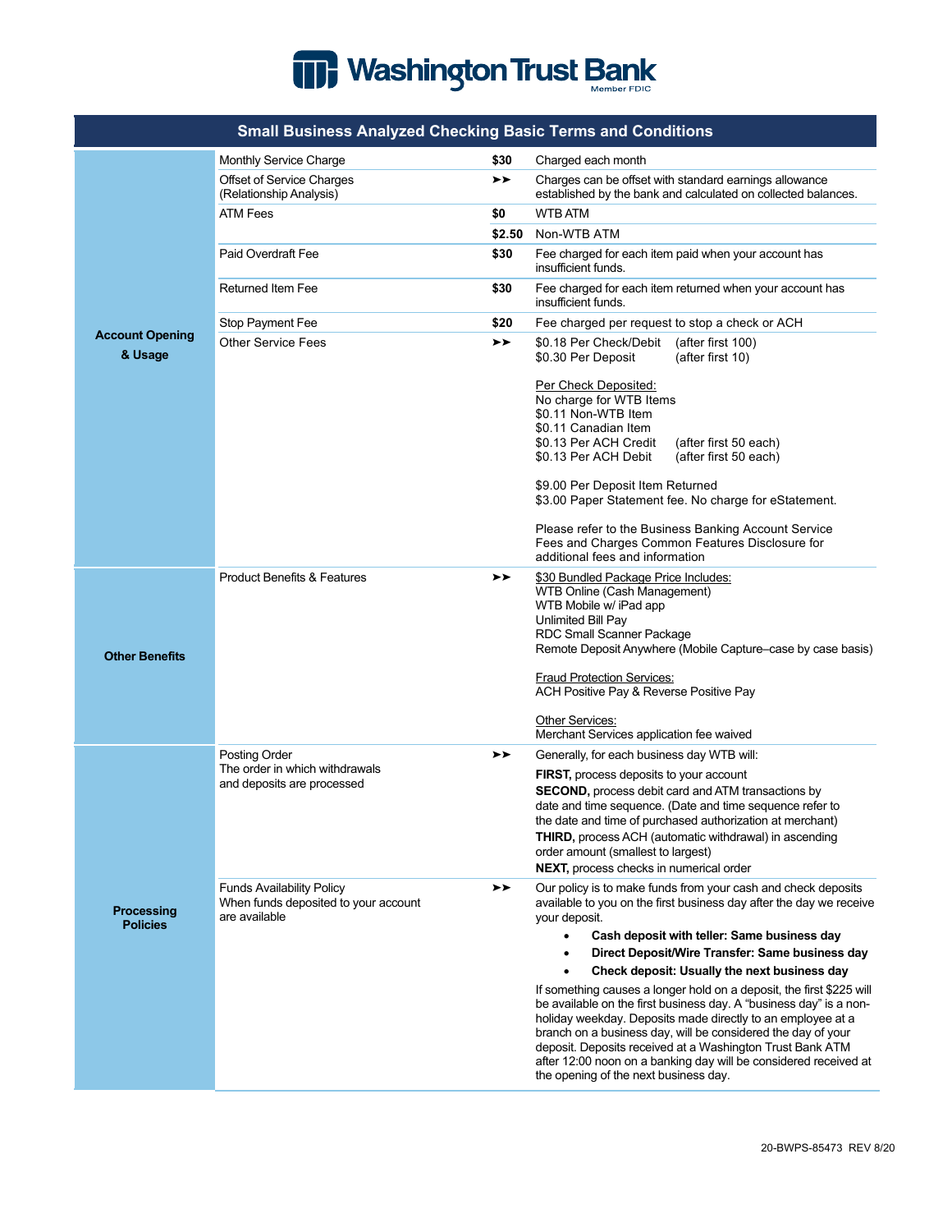# Washington Trust Bank

Member FDIC

## Small Business Analyzed Checking Basic Terms and Conditions

| Section | Item | Amount | Details |
| --- | --- | --- | --- |
| **Account Opening & Usage** | Monthly Service Charge | $30 | Charged each month |
| | Offset of Service Charges (Relationship Analysis) | ➤➤ | Charges can be offset with standard earnings allowance established by the bank and calculated on collected balances. |
| | ATM Fees | $0 | WTB ATM |
| | | $2.50 | Non-WTB ATM |
| | Paid Overdraft Fee | $30 | Fee charged for each item paid when your account has insufficient funds. |
| | Returned Item Fee | $30 | Fee charged for each item returned when your account has insufficient funds. |
| | Stop Payment Fee | $20 | Fee charged per request to stop a check or ACH |
| | Other Service Fees | ➤➤ | $0.18 Per Check/Debit (after first 100)<br>$0.30 Per Deposit (after first 10)<br><br>Per Check Deposited:<br>No charge for WTB Items<br>$0.11 Non-WTB Item<br>$0.11 Canadian Item<br>$0.13 Per ACH Credit (after first 50 each)<br>$0.13 Per ACH Debit (after first 50 each)<br><br>$9.00 Per Deposit Item Returned<br>$3.00 Paper Statement fee. No charge for eStatement.<br><br>Please refer to the Business Banking Account Service Fees and Charges Common Features Disclosure for additional fees and information |
| **Other Benefits** | Product Benefits & Features | ➤➤ | $30 Bundled Package Price Includes:<br>WTB Online (Cash Management)<br>WTB Mobile w/ iPad app<br>Unlimited Bill Pay<br>RDC Small Scanner Package<br>Remote Deposit Anywhere (Mobile Capture–case by case basis)<br><br>Fraud Protection Services:<br>ACH Positive Pay & Reverse Positive Pay<br><br>Other Services:<br>Merchant Services application fee waived |
| **Processing Policies** | Posting Order<br>The order in which withdrawals and deposits are processed | ➤➤ | Generally, for each business day WTB will:<br>**FIRST,** process deposits to your account<br>**SECOND,** process debit card and ATM transactions by date and time sequence. (Date and time sequence refer to the date and time of purchased authorization at merchant)<br>**THIRD,** process ACH (automatic withdrawal) in ascending order amount (smallest to largest)<br>**NEXT,** process checks in numerical order |
| | Funds Availability Policy<br>When funds deposited to your account are available | ➤➤ | Our policy is to make funds from your cash and check deposits available to you on the first business day after the day we receive your deposit.<br>• **Cash deposit with teller: Same business day**<br>• **Direct Deposit/Wire Transfer: Same business day**<br>• **Check deposit: Usually the next business day**<br><br>If something causes a longer hold on a deposit, the first $225 will be available on the first business day. A "business day" is a non-holiday weekday. Deposits made directly to an employee at a branch on a business day, will be considered the day of your deposit. Deposits received at a Washington Trust Bank ATM after 12:00 noon on a banking day will be considered received at the opening of the next business day. |

20-BWPS-85473 REV 8/20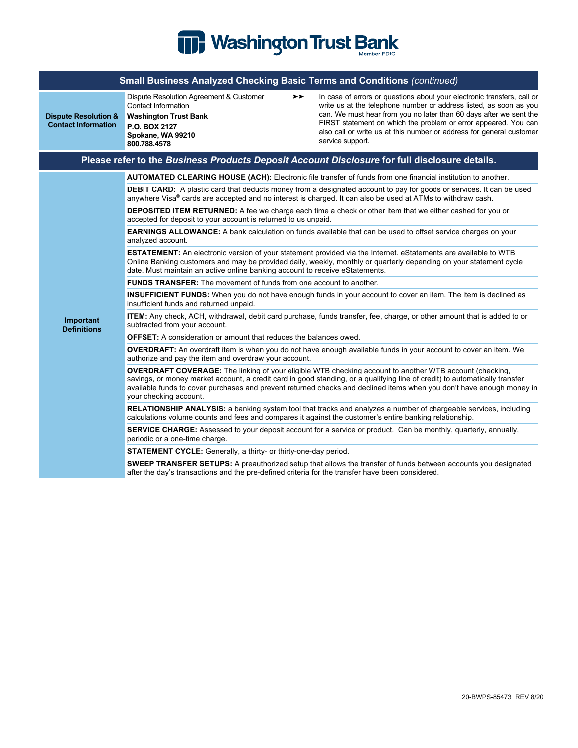## Small Business Analyzed Checking Basic Terms and Conditions *(continued)*

| | | |
|---|---|---|
| **Dispute Resolution & Contact Information** | Dispute Resolution Agreement & Customer Contact Information<br>**Washington Trust Bank**<br>**P.O. BOX 2127**<br>**Spokane, WA 99210**<br>**800.788.4578** | In case of errors or questions about your electronic transfers, call or write us at the telephone number or address listed, as soon as you can. We must hear from you no later than 60 days after we sent the FIRST statement on which the problem or error appeared. You can also call or write us at this number or address for general customer service support. |

### Please refer to the *Business Products Deposit Account Disclosure* for full disclosure details.

**Important Definitions**

**AUTOMATED CLEARING HOUSE (ACH):** Electronic file transfer of funds from one financial institution to another.

**DEBIT CARD:** A plastic card that deducts money from a designated account to pay for goods or services. It can be used anywhere Visa® cards are accepted and no interest is charged. It can also be used at ATMs to withdraw cash.

**DEPOSITED ITEM RETURNED:** A fee we charge each time a check or other item that we either cashed for you or accepted for deposit to your account is returned to us unpaid.

**EARNINGS ALLOWANCE:** A bank calculation on funds available that can be used to offset service charges on your analyzed account.

**ESTATEMENT:** An electronic version of your statement provided via the Internet. eStatements are available to WTB Online Banking customers and may be provided daily, weekly, monthly or quarterly depending on your statement cycle date. Must maintain an active online banking account to receive eStatements.

**FUNDS TRANSFER:** The movement of funds from one account to another.

**INSUFFICIENT FUNDS:** When you do not have enough funds in your account to cover an item. The item is declined as insufficient funds and returned unpaid.

**ITEM:** Any check, ACH, withdrawal, debit card purchase, funds transfer, fee, charge, or other amount that is added to or subtracted from your account.

**OFFSET:** A consideration or amount that reduces the balances owed.

**OVERDRAFT:** An overdraft item is when you do not have enough available funds in your account to cover an item. We authorize and pay the item and overdraw your account.

**OVERDRAFT COVERAGE:** The linking of your eligible WTB checking account to another WTB account (checking, savings, or money market account, a credit card in good standing, or a qualifying line of credit) to automatically transfer available funds to cover purchases and prevent returned checks and declined items when you don't have enough money in your checking account.

**RELATIONSHIP ANALYSIS:** a banking system tool that tracks and analyzes a number of chargeable services, including calculations volume counts and fees and compares it against the customer's entire banking relationship.

**SERVICE CHARGE:** Assessed to your deposit account for a service or product. Can be monthly, quarterly, annually, periodic or a one-time charge.

**STATEMENT CYCLE:** Generally, a thirty- or thirty-one-day period.

**SWEEP TRANSFER SETUPS:** A preauthorized setup that allows the transfer of funds between accounts you designated after the day's transactions and the pre-defined criteria for the transfer have been considered.

20-BWPS-85473 REV 8/20